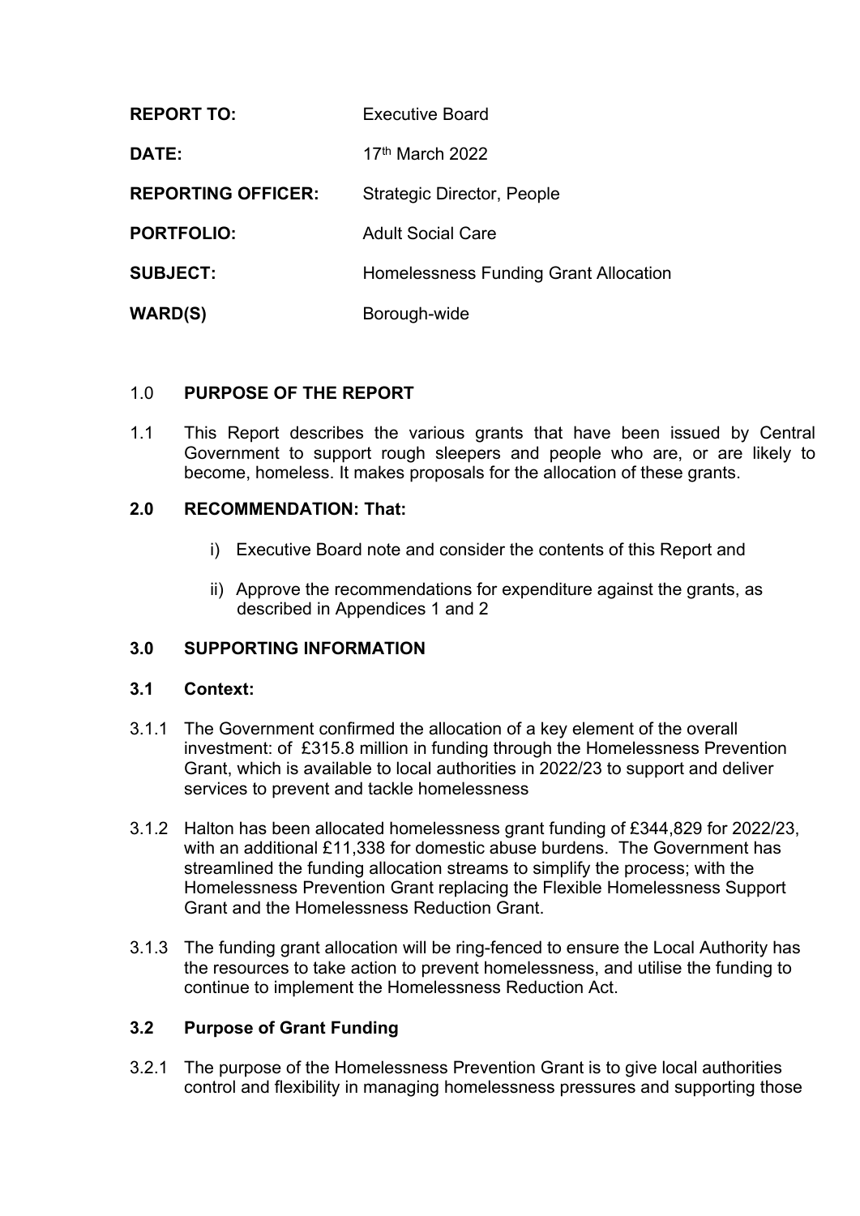| | |
|---|---|
| **REPORT TO:** | Executive Board |
| **DATE:** | 17th March 2022 |
| **REPORTING OFFICER:** | Strategic Director, People |
| **PORTFOLIO:** | Adult Social Care |
| **SUBJECT:** | Homelessness Funding Grant Allocation |
| **WARD(S)** | Borough-wide |

## 1.0 PURPOSE OF THE REPORT

1.1 This Report describes the various grants that have been issued by Central Government to support rough sleepers and people who are, or are likely to become, homeless. It makes proposals for the allocation of these grants.

## 2.0 RECOMMENDATION: That:

i) Executive Board note and consider the contents of this Report and

ii) Approve the recommendations for expenditure against the grants, as described in Appendices 1 and 2

## 3.0 SUPPORTING INFORMATION

### 3.1 Context:

3.1.1 The Government confirmed the allocation of a key element of the overall investment: of £315.8 million in funding through the Homelessness Prevention Grant, which is available to local authorities in 2022/23 to support and deliver services to prevent and tackle homelessness

3.1.2 Halton has been allocated homelessness grant funding of £344,829 for 2022/23, with an additional £11,338 for domestic abuse burdens. The Government has streamlined the funding allocation streams to simplify the process; with the Homelessness Prevention Grant replacing the Flexible Homelessness Support Grant and the Homelessness Reduction Grant.

3.1.3 The funding grant allocation will be ring-fenced to ensure the Local Authority has the resources to take action to prevent homelessness, and utilise the funding to continue to implement the Homelessness Reduction Act.

### 3.2 Purpose of Grant Funding

3.2.1 The purpose of the Homelessness Prevention Grant is to give local authorities control and flexibility in managing homelessness pressures and supporting those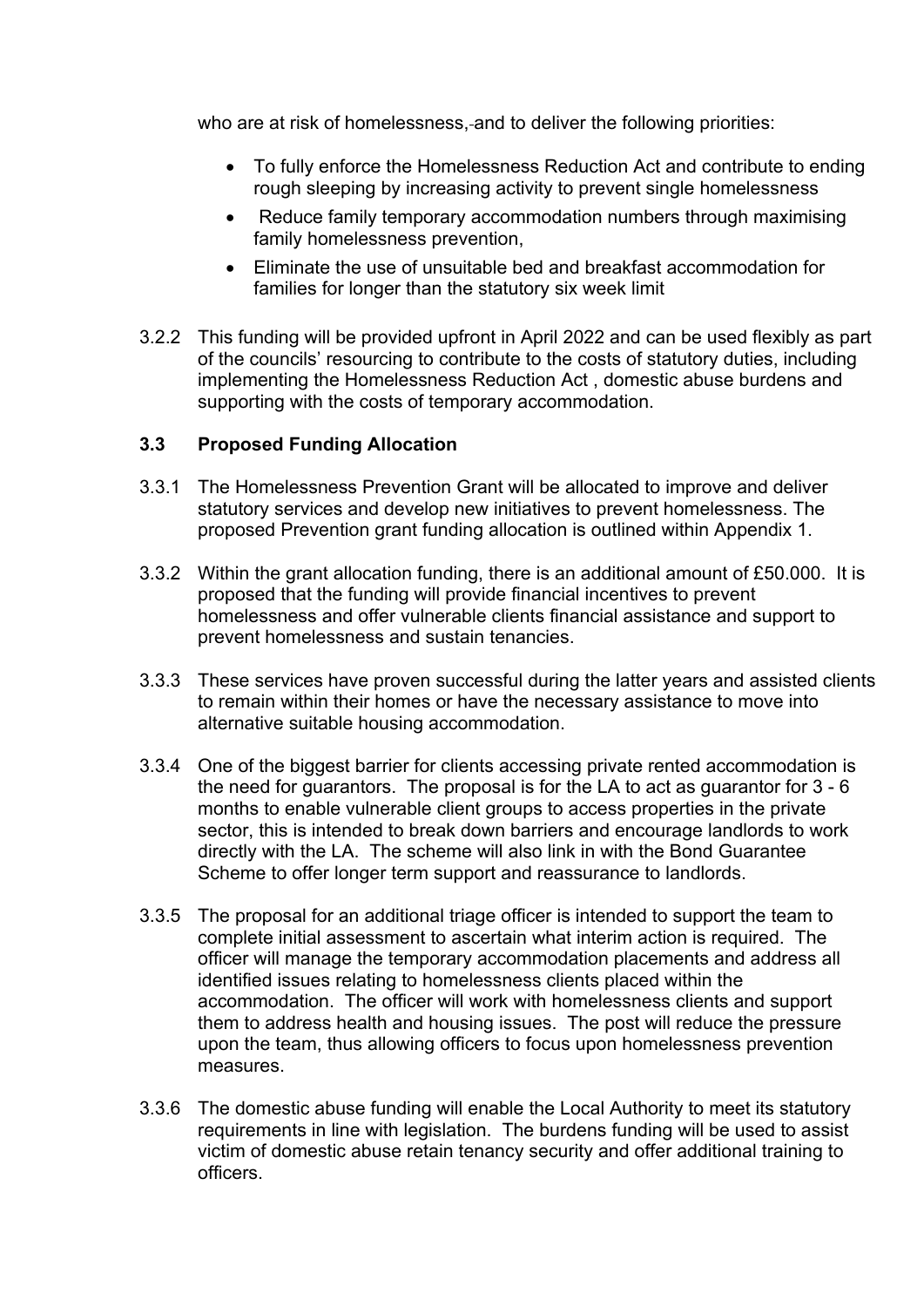who are at risk of homelessness, and to deliver the following priorities:

- To fully enforce the Homelessness Reduction Act and contribute to ending rough sleeping by increasing activity to prevent single homelessness
- Reduce family temporary accommodation numbers through maximising family homelessness prevention,
- Eliminate the use of unsuitable bed and breakfast accommodation for families for longer than the statutory six week limit

3.2.2 This funding will be provided upfront in April 2022 and can be used flexibly as part of the councils' resourcing to contribute to the costs of statutory duties, including implementing the Homelessness Reduction Act , domestic abuse burdens and supporting with the costs of temporary accommodation.

### 3.3 Proposed Funding Allocation

3.3.1 The Homelessness Prevention Grant will be allocated to improve and deliver statutory services and develop new initiatives to prevent homelessness. The proposed Prevention grant funding allocation is outlined within Appendix 1.

3.3.2 Within the grant allocation funding, there is an additional amount of £50.000. It is proposed that the funding will provide financial incentives to prevent homelessness and offer vulnerable clients financial assistance and support to prevent homelessness and sustain tenancies.

3.3.3 These services have proven successful during the latter years and assisted clients to remain within their homes or have the necessary assistance to move into alternative suitable housing accommodation.

3.3.4 One of the biggest barrier for clients accessing private rented accommodation is the need for guarantors. The proposal is for the LA to act as guarantor for 3 - 6 months to enable vulnerable client groups to access properties in the private sector, this is intended to break down barriers and encourage landlords to work directly with the LA. The scheme will also link in with the Bond Guarantee Scheme to offer longer term support and reassurance to landlords.

3.3.5 The proposal for an additional triage officer is intended to support the team to complete initial assessment to ascertain what interim action is required. The officer will manage the temporary accommodation placements and address all identified issues relating to homelessness clients placed within the accommodation. The officer will work with homelessness clients and support them to address health and housing issues. The post will reduce the pressure upon the team, thus allowing officers to focus upon homelessness prevention measures.

3.3.6 The domestic abuse funding will enable the Local Authority to meet its statutory requirements in line with legislation. The burdens funding will be used to assist victim of domestic abuse retain tenancy security and offer additional training to officers.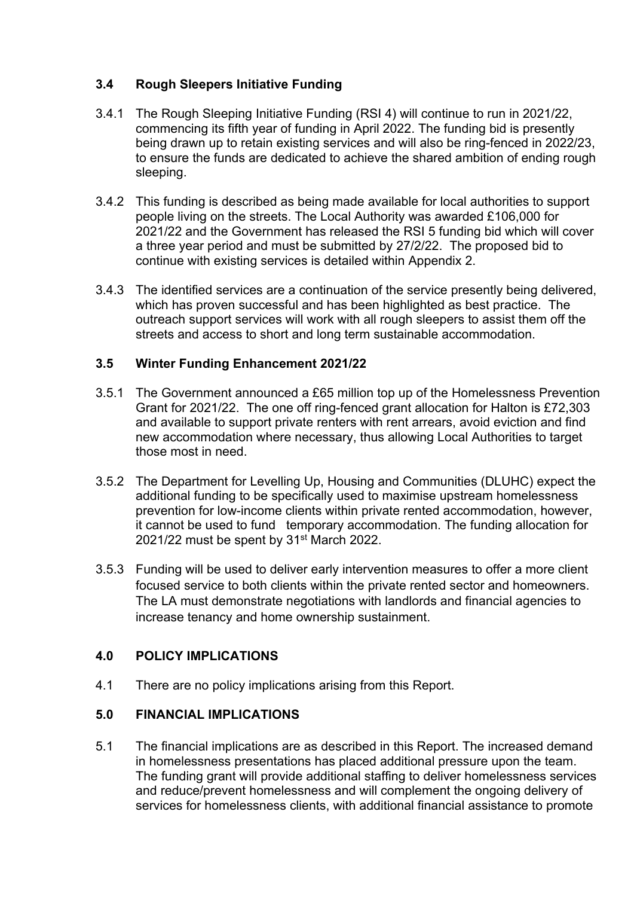### 3.4 Rough Sleepers Initiative Funding

3.4.1 The Rough Sleeping Initiative Funding (RSI 4) will continue to run in 2021/22, commencing its fifth year of funding in April 2022. The funding bid is presently being drawn up to retain existing services and will also be ring-fenced in 2022/23, to ensure the funds are dedicated to achieve the shared ambition of ending rough sleeping.

3.4.2 This funding is described as being made available for local authorities to support people living on the streets. The Local Authority was awarded £106,000 for 2021/22 and the Government has released the RSI 5 funding bid which will cover a three year period and must be submitted by 27/2/22. The proposed bid to continue with existing services is detailed within Appendix 2.

3.4.3 The identified services are a continuation of the service presently being delivered, which has proven successful and has been highlighted as best practice. The outreach support services will work with all rough sleepers to assist them off the streets and access to short and long term sustainable accommodation.

### 3.5 Winter Funding Enhancement 2021/22

3.5.1 The Government announced a £65 million top up of the Homelessness Prevention Grant for 2021/22. The one off ring-fenced grant allocation for Halton is £72,303 and available to support private renters with rent arrears, avoid eviction and find new accommodation where necessary, thus allowing Local Authorities to target those most in need.

3.5.2 The Department for Levelling Up, Housing and Communities (DLUHC) expect the additional funding to be specifically used to maximise upstream homelessness prevention for low-income clients within private rented accommodation, however, it cannot be used to fund temporary accommodation. The funding allocation for 2021/22 must be spent by 31st March 2022.

3.5.3 Funding will be used to deliver early intervention measures to offer a more client focused service to both clients within the private rented sector and homeowners. The LA must demonstrate negotiations with landlords and financial agencies to increase tenancy and home ownership sustainment.

## 4.0 POLICY IMPLICATIONS

4.1 There are no policy implications arising from this Report.

## 5.0 FINANCIAL IMPLICATIONS

5.1 The financial implications are as described in this Report. The increased demand in homelessness presentations has placed additional pressure upon the team. The funding grant will provide additional staffing to deliver homelessness services and reduce/prevent homelessness and will complement the ongoing delivery of services for homelessness clients, with additional financial assistance to promote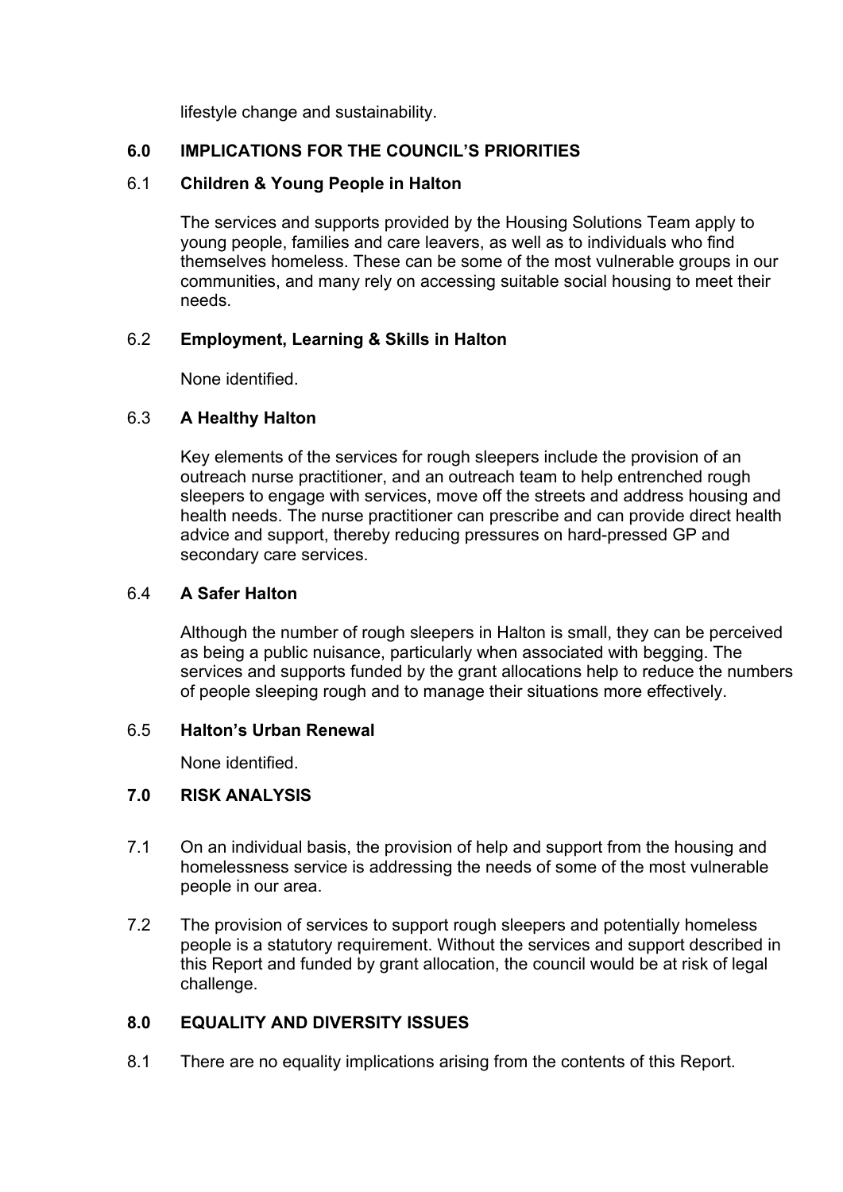lifestyle change and sustainability.

## 6.0 IMPLICATIONS FOR THE COUNCIL'S PRIORITIES

### 6.1 Children & Young People in Halton

The services and supports provided by the Housing Solutions Team apply to young people, families and care leavers, as well as to individuals who find themselves homeless. These can be some of the most vulnerable groups in our communities, and many rely on accessing suitable social housing to meet their needs.

### 6.2 Employment, Learning & Skills in Halton

None identified.

### 6.3 A Healthy Halton

Key elements of the services for rough sleepers include the provision of an outreach nurse practitioner, and an outreach team to help entrenched rough sleepers to engage with services, move off the streets and address housing and health needs. The nurse practitioner can prescribe and can provide direct health advice and support, thereby reducing pressures on hard-pressed GP and secondary care services.

### 6.4 A Safer Halton

Although the number of rough sleepers in Halton is small, they can be perceived as being a public nuisance, particularly when associated with begging. The services and supports funded by the grant allocations help to reduce the numbers of people sleeping rough and to manage their situations more effectively.

### 6.5 Halton's Urban Renewal

None identified.

## 7.0 RISK ANALYSIS

7.1 On an individual basis, the provision of help and support from the housing and homelessness service is addressing the needs of some of the most vulnerable people in our area.

7.2 The provision of services to support rough sleepers and potentially homeless people is a statutory requirement. Without the services and support described in this Report and funded by grant allocation, the council would be at risk of legal challenge.

## 8.0 EQUALITY AND DIVERSITY ISSUES

8.1 There are no equality implications arising from the contents of this Report.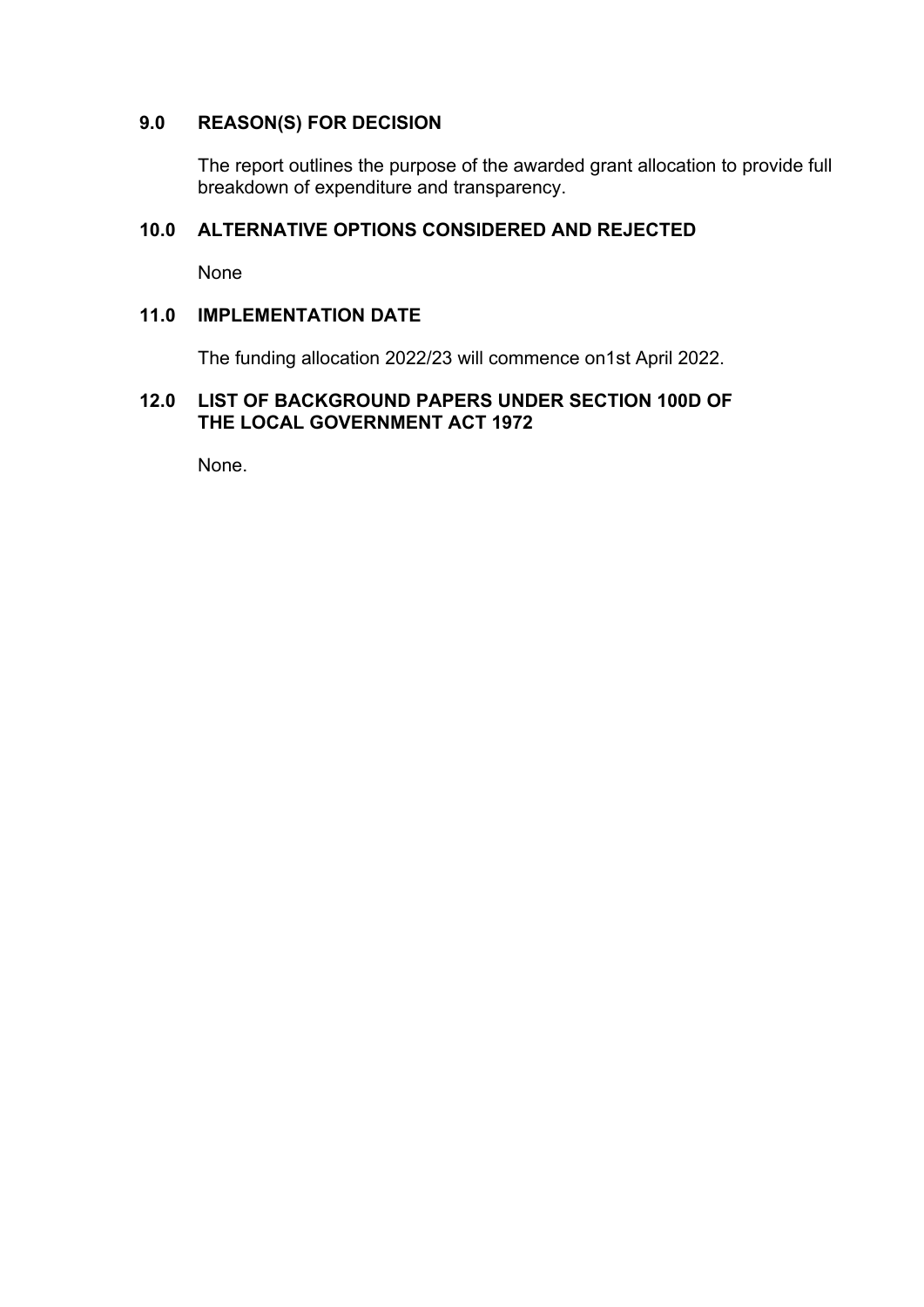## 9.0 REASON(S) FOR DECISION

The report outlines the purpose of the awarded grant allocation to provide full breakdown of expenditure and transparency.

## 10.0 ALTERNATIVE OPTIONS CONSIDERED AND REJECTED

None

## 11.0 IMPLEMENTATION DATE

The funding allocation 2022/23 will commence on1st April 2022.

## 12.0 LIST OF BACKGROUND PAPERS UNDER SECTION 100D OF THE LOCAL GOVERNMENT ACT 1972

None.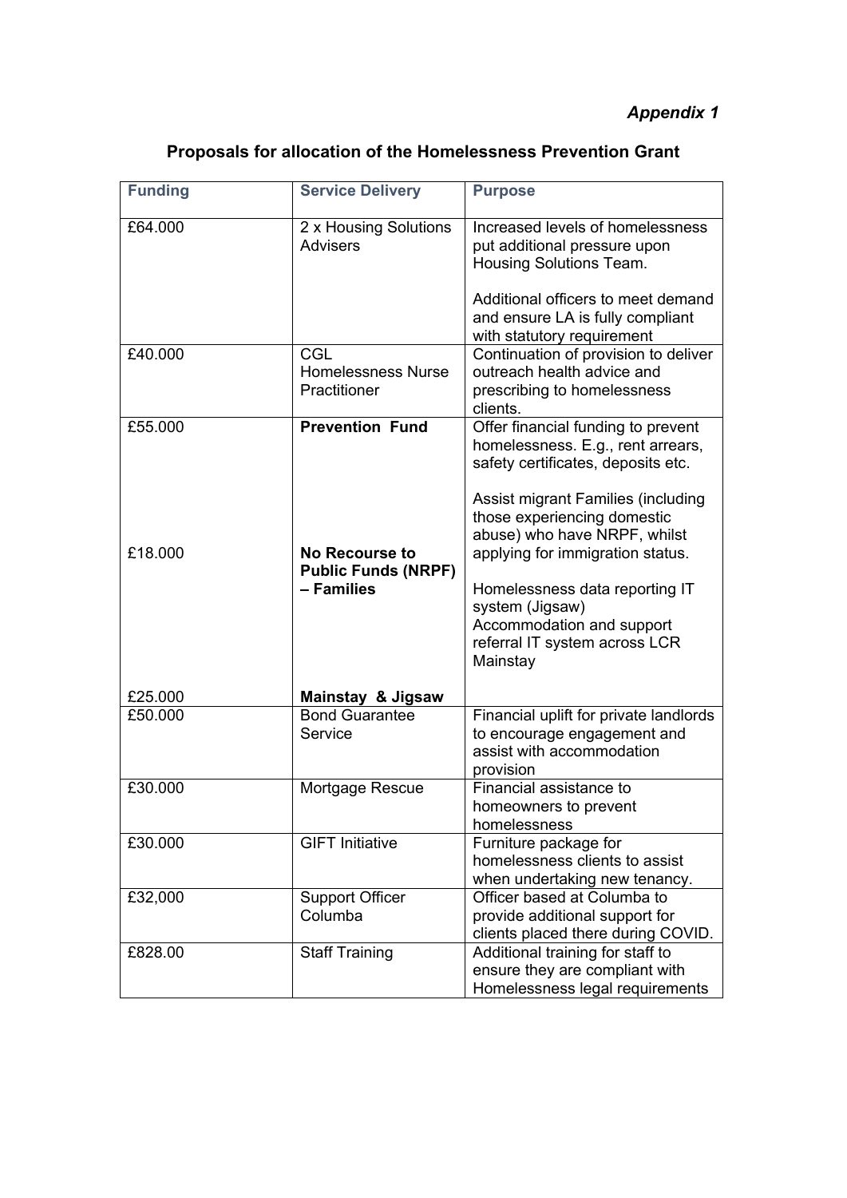*Appendix 1*

## Proposals for allocation of the Homelessness Prevention Grant

| Funding | Service Delivery | Purpose |
|---|---|---|
| £64.000 | 2 x Housing Solutions Advisers | Increased levels of homelessness put additional pressure upon Housing Solutions Team.<br><br>Additional officers to meet demand and ensure LA is fully compliant with statutory requirement |
| £40.000 | CGL Homelessness Nurse Practitioner | Continuation of provision to deliver outreach health advice and prescribing to homelessness clients. |
| £55.000 | **Prevention Fund** | Offer financial funding to prevent homelessness. E.g., rent arrears, safety certificates, deposits etc. |
| £18.000 | **No Recourse to Public Funds (NRPF) – Families** | Assist migrant Families (including those experiencing domestic abuse) who have NRPF, whilst applying for immigration status. |
| £25.000 | **Mainstay & Jigsaw** | Homelessness data reporting IT system (Jigsaw)<br>Accommodation and support referral IT system across LCR Mainstay |
| £50.000 | Bond Guarantee Service | Financial uplift for private landlords to encourage engagement and assist with accommodation provision |
| £30.000 | Mortgage Rescue | Financial assistance to homeowners to prevent homelessness |
| £30.000 | GIFT Initiative | Furniture package for homelessness clients to assist when undertaking new tenancy. |
| £32,000 | Support Officer Columba | Officer based at Columba to provide additional support for clients placed there during COVID. |
| £828.00 | Staff Training | Additional training for staff to ensure they are compliant with Homelessness legal requirements |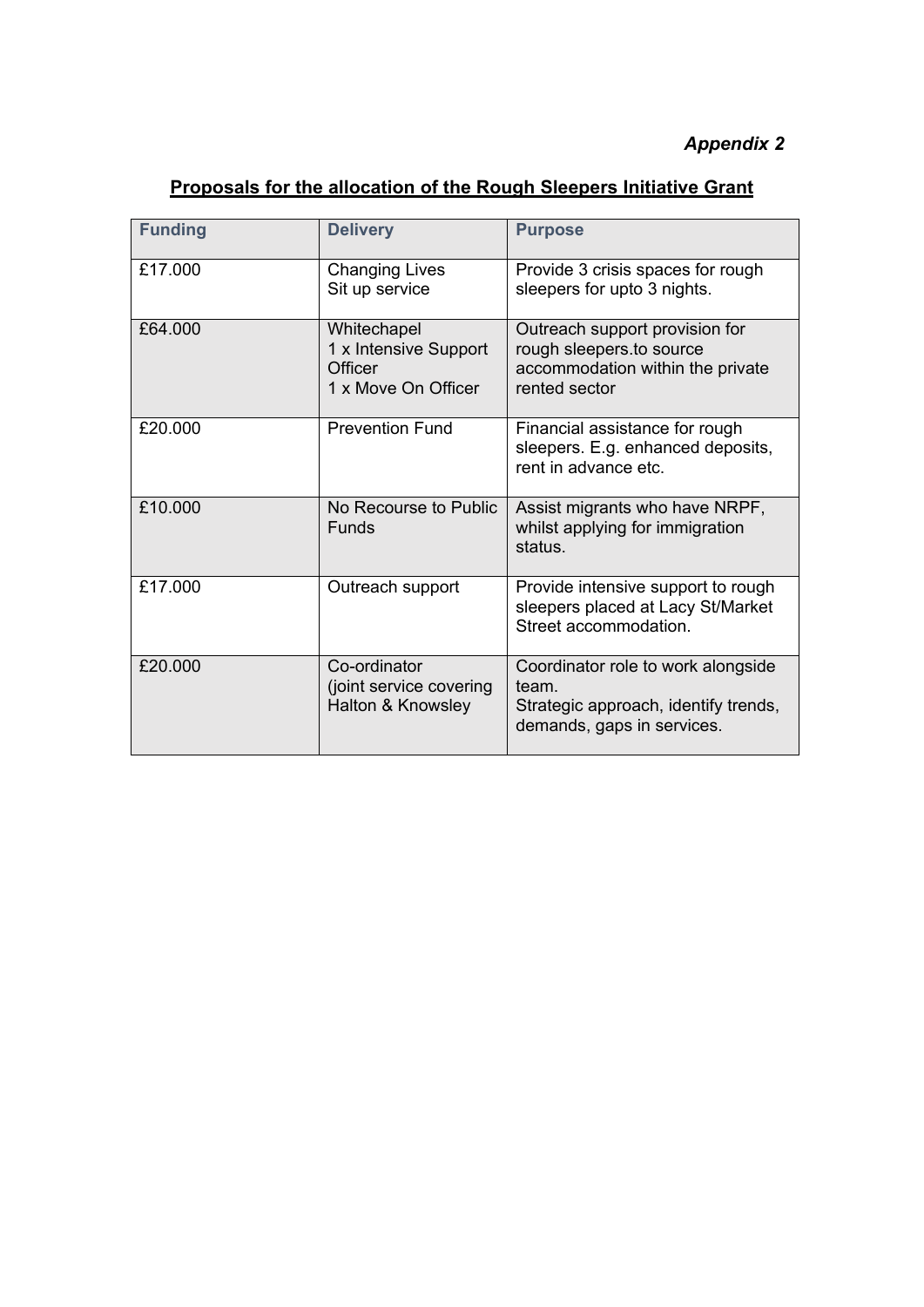*Appendix 2*

**Proposals for the allocation of the Rough Sleepers Initiative Grant**

| Funding | Delivery | Purpose |
|---|---|---|
| £17.000 | Changing Lives<br>Sit up service | Provide 3 crisis spaces for rough sleepers for upto 3 nights. |
| £64.000 | Whitechapel<br>1 x Intensive Support Officer<br>1 x Move On Officer | Outreach support provision for rough sleepers.to source accommodation within the private rented sector |
| £20.000 | Prevention Fund | Financial assistance for rough sleepers. E.g. enhanced deposits, rent in advance etc. |
| £10.000 | No Recourse to Public Funds | Assist migrants who have NRPF, whilst applying for immigration status. |
| £17.000 | Outreach support | Provide intensive support to rough sleepers placed at Lacy St/Market Street accommodation. |
| £20.000 | Co-ordinator<br>(joint service covering Halton & Knowsley | Coordinator role to work alongside team.<br>Strategic approach, identify trends, demands, gaps in services. |